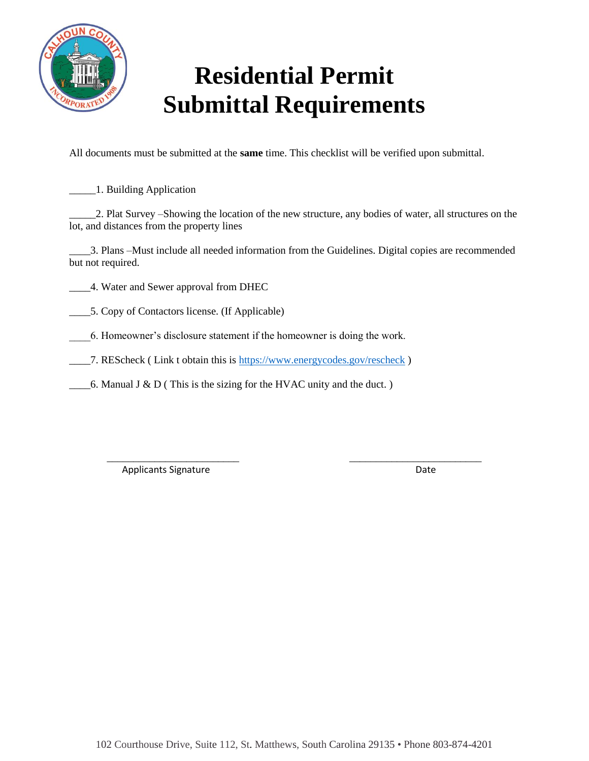# Residential Permit Submittal Requirements

All documents must be submitted at the **same** time. This checklist will be verified upon submittal.

_____1. Building Application

_____2. Plat Survey –Showing the location of the new structure, any bodies of water, all structures on the lot, and distances from the property lines

____3. Plans –Must include all needed information from the Guidelines. Digital copies are recommended but not required.

____4. Water and Sewer approval from DHEC

____5. Copy of Contactors license. (If Applicable)

____6. Homeowner's disclosure statement if the homeowner is doing the work.

____7. REScheck ( Link t obtain this is https://www.energycodes.gov/rescheck )

____6. Manual J & D ( This is the sizing for the HVAC unity and the duct. )

_________________________ Applicants Signature

_________________________ Date

102 Courthouse Drive, Suite 112, St. Matthews, South Carolina 29135 • Phone 803-874-4201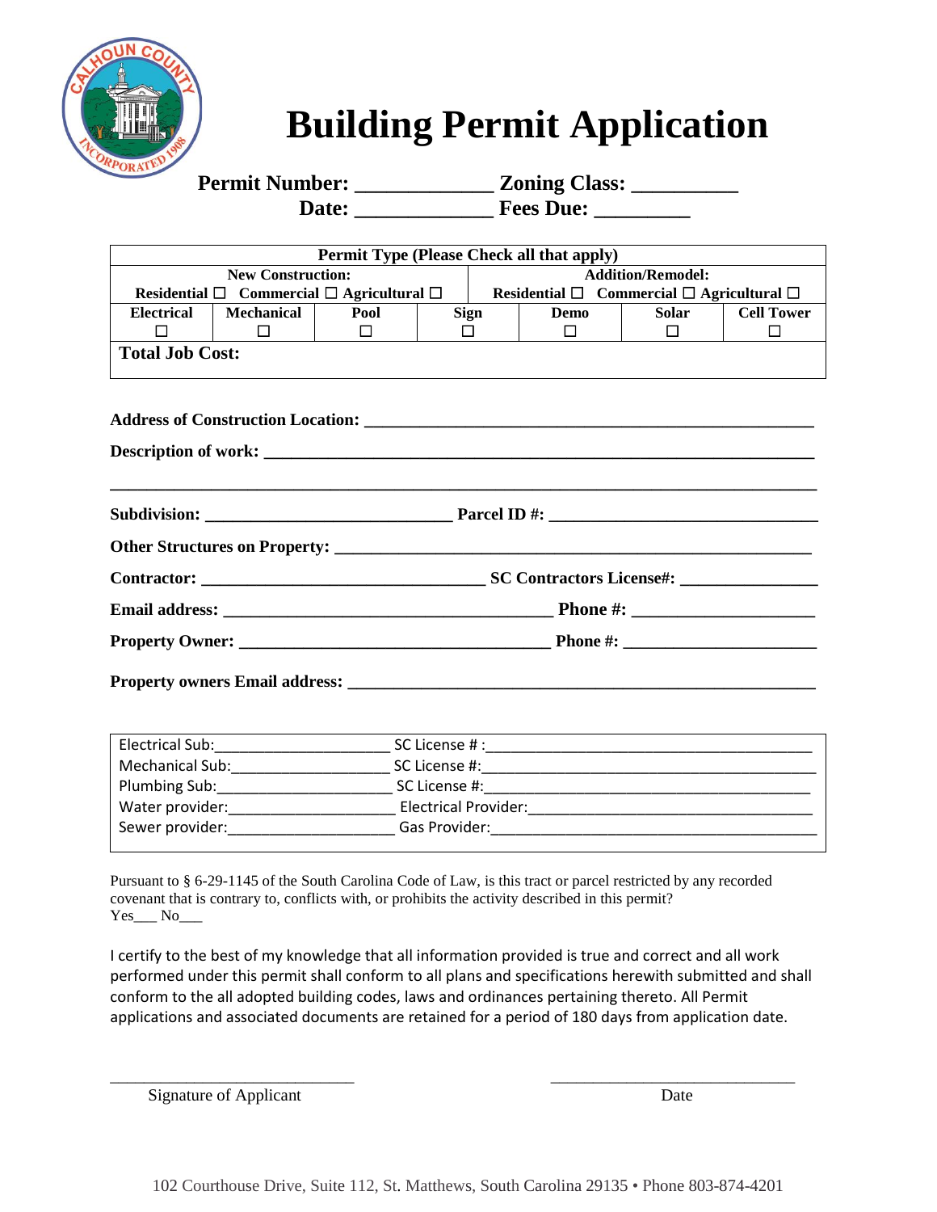# Building Permit Application

**Permit Number: ____________ Zoning Class: _________**
**Date: ____________ Fees Due: ________**

| Permit Type (Please Check all that apply) | | | | | | |
|---|---|---|---|---|---|---|
| New Construction: Residential ☐ Commercial ☐ Agricultural ☐ | | | | Addition/Remodel: Residential ☐ Commercial ☐ Agricultural ☐ | | |
| Electrical ☐ | Mechanical ☐ | Pool ☐ | Sign ☐ | Demo ☐ | Solar ☐ | Cell Tower ☐ |
| **Total Job Cost:** | | | | | | |

**Address of Construction Location:** ____________________________________________________

**Description of work:** ____________________________________________________________

____________________________________________________________________________

**Subdivision:** ____________________________ **Parcel ID #:** ______________________________

**Other Structures on Property:** ________________________________________________________

**Contractor:** ________________________________ **SC Contractors License#:** _______________

**Email address:** _____________________________________ **Phone #:** ___________________

**Property Owner:** ___________________________________ **Phone #:** _____________________

**Property owners Email address:** ______________________________________________________

| | |
|---|---|
| Electrical Sub:____________________ | SC License # :_____________________________________ |
| Mechanical Sub:__________________ | SC License #:______________________________________ |
| Plumbing Sub:____________________ | SC License #:______________________________________ |
| Water provider:___________________ | Electrical Provider:_________________________________ |
| Sewer provider:___________________ | Gas Provider:______________________________________ |

Pursuant to § 6-29-1145 of the South Carolina Code of Law, is this tract or parcel restricted by any recorded covenant that is contrary to, conflicts with, or prohibits the activity described in this permit?
Yes___ No___

I certify to the best of my knowledge that all information provided is true and correct and all work performed under this permit shall conform to all plans and specifications herewith submitted and shall conform to the all adopted building codes, laws and ordinances pertaining thereto. All Permit applications and associated documents are retained for a period of 180 days from application date.

______________________________ ______________________________
Signature of Applicant Date

102 Courthouse Drive, Suite 112, St. Matthews, South Carolina 29135 • Phone 803-874-4201